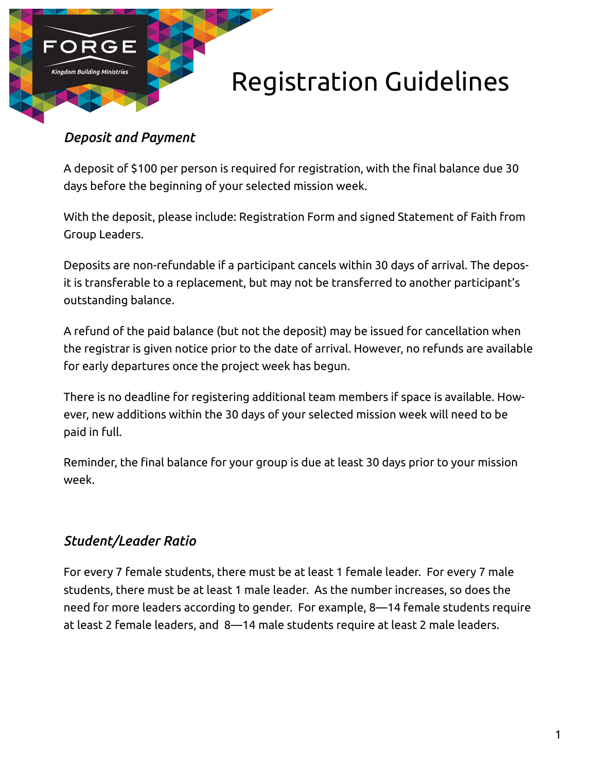FORGE

Kingdom Building Ministries

# Registration Guidelines

### *Deposit and Payment*

A deposit of $100 per person is required for registration, with the final balance due 30 days before the beginning of your selected mission week.

With the deposit, please include: Registration Form and signed Statement of Faith from Group Leaders.

Deposits are non-refundable if a participant cancels within 30 days of arrival. The deposit is transferable to a replacement, but may not be transferred to another participant's outstanding balance.

A refund of the paid balance (but not the deposit) may be issued for cancellation when the registrar is given notice prior to the date of arrival. However, no refunds are available for early departures once the project week has begun.

There is no deadline for registering additional team members if space is available. However, new additions within the 30 days of your selected mission week will need to be paid in full.

Reminder, the final balance for your group is due at least 30 days prior to your mission week.

### *Student/Leader Ratio*

For every 7 female students, there must be at least 1 female leader. For every 7 male students, there must be at least 1 male leader. As the number increases, so does the need for more leaders according to gender. For example, 8—14 female students require at least 2 female leaders, and 8—14 male students require at least 2 male leaders.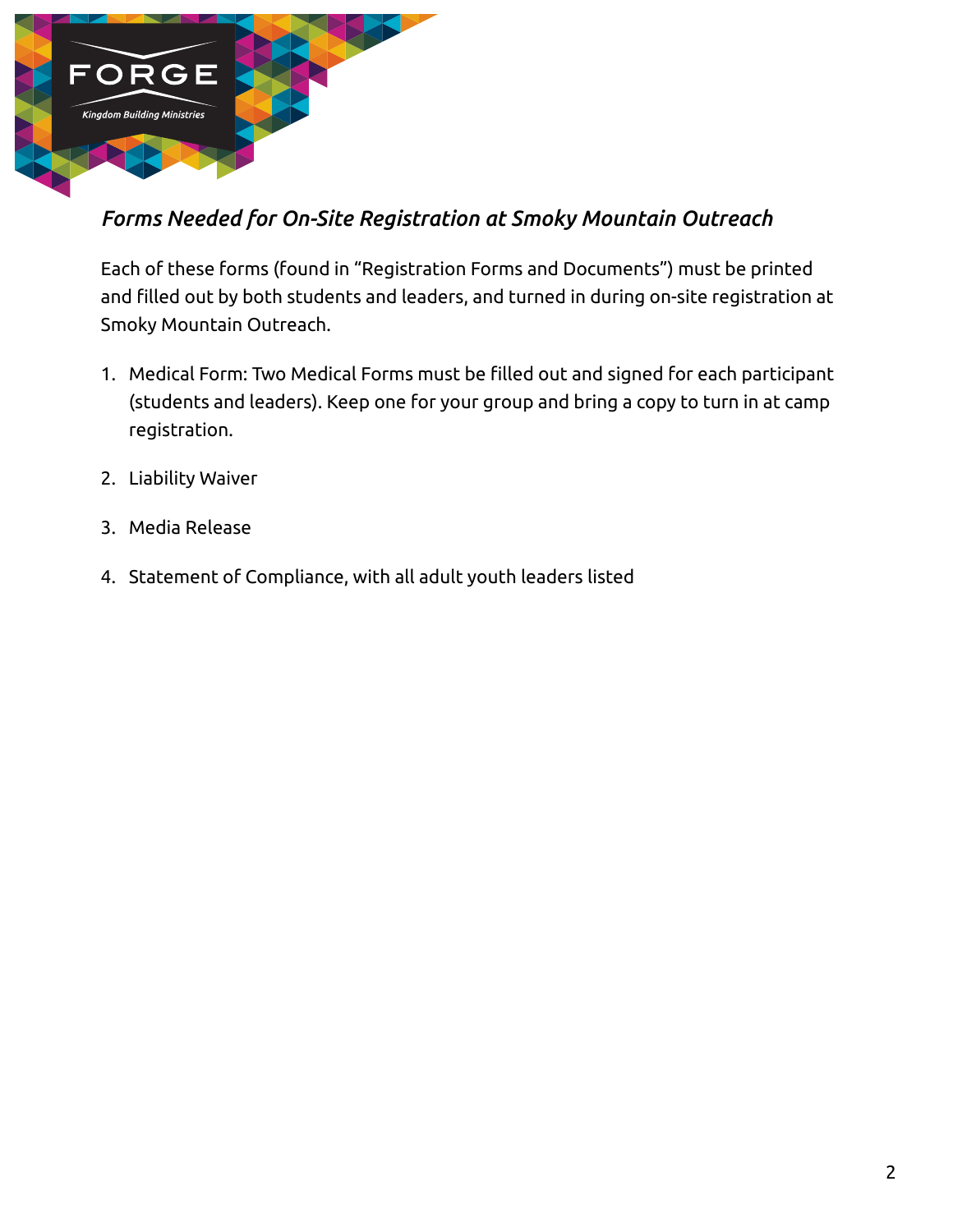FORGE

Kingdom Building Ministries

## *Forms Needed for On-Site Registration at Smoky Mountain Outreach*

Each of these forms (found in "Registration Forms and Documents") must be printed and filled out by both students and leaders, and turned in during on-site registration at Smoky Mountain Outreach.

1. Medical Form: Two Medical Forms must be filled out and signed for each participant (students and leaders). Keep one for your group and bring a copy to turn in at camp registration.
2. Liability Waiver
3. Media Release
4. Statement of Compliance, with all adult youth leaders listed